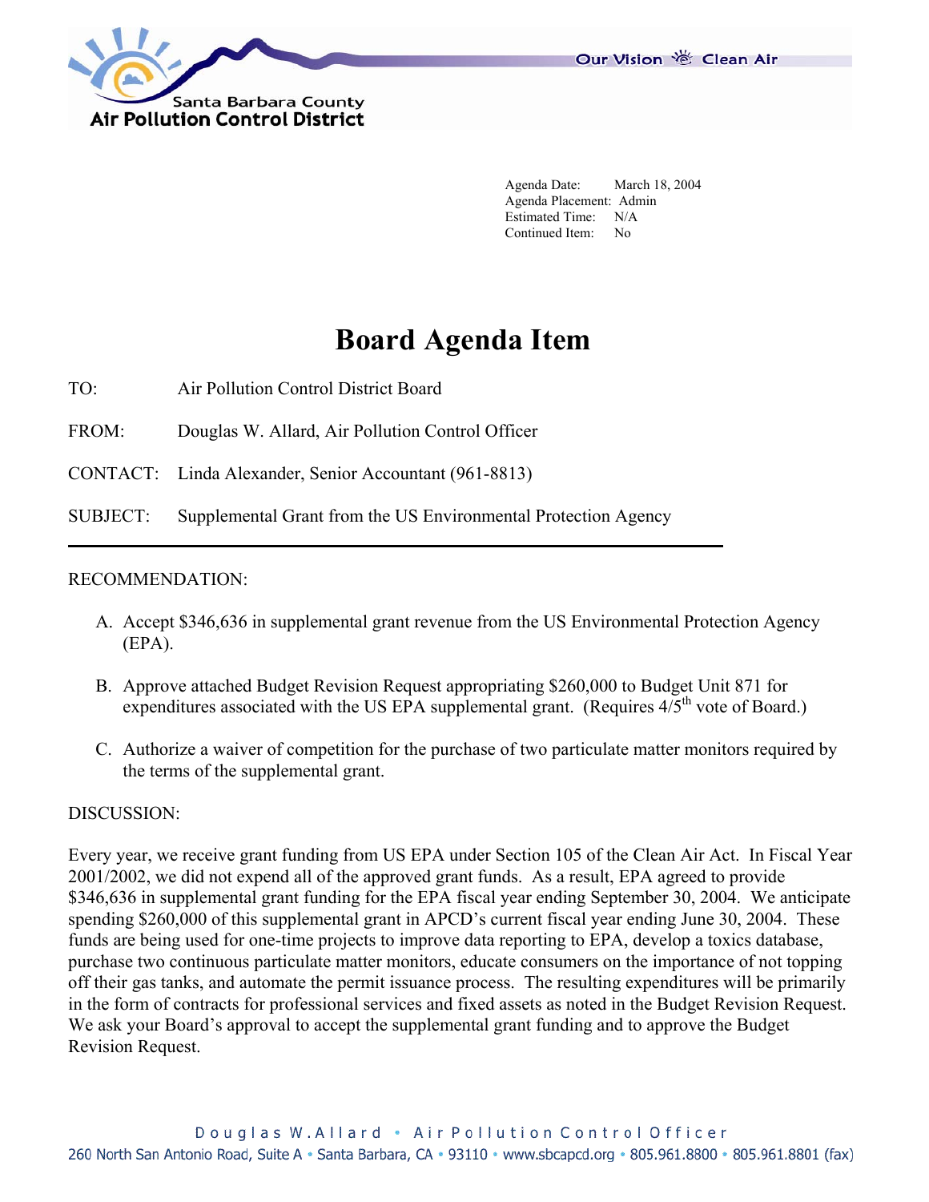Santa Barbara County
Air Pollution Control District

Our Vision Clean Air

Agenda Date: March 18, 2004
Agenda Placement: Admin
Estimated Time: N/A
Continued Item: No

# Board Agenda Item

TO: Air Pollution Control District Board

FROM: Douglas W. Allard, Air Pollution Control Officer

CONTACT: Linda Alexander, Senior Accountant (961-8813)

SUBJECT: Supplemental Grant from the US Environmental Protection Agency

---

RECOMMENDATION:

A. Accept $346,636 in supplemental grant revenue from the US Environmental Protection Agency (EPA).

B. Approve attached Budget Revision Request appropriating $260,000 to Budget Unit 871 for expenditures associated with the US EPA supplemental grant. (Requires 4/5th vote of Board.)

C. Authorize a waiver of competition for the purchase of two particulate matter monitors required by the terms of the supplemental grant.

DISCUSSION:

Every year, we receive grant funding from US EPA under Section 105 of the Clean Air Act. In Fiscal Year 2001/2002, we did not expend all of the approved grant funds. As a result, EPA agreed to provide $346,636 in supplemental grant funding for the EPA fiscal year ending September 30, 2004. We anticipate spending $260,000 of this supplemental grant in APCD's current fiscal year ending June 30, 2004. These funds are being used for one-time projects to improve data reporting to EPA, develop a toxics database, purchase two continuous particulate matter monitors, educate consumers on the importance of not topping off their gas tanks, and automate the permit issuance process. The resulting expenditures will be primarily in the form of contracts for professional services and fixed assets as noted in the Budget Revision Request. We ask your Board's approval to accept the supplemental grant funding and to approve the Budget Revision Request.

Douglas W. Allard • Air Pollution Control Officer
260 North San Antonio Road, Suite A • Santa Barbara, CA • 93110 • www.sbcapcd.org • 805.961.8800 • 805.961.8801 (fax)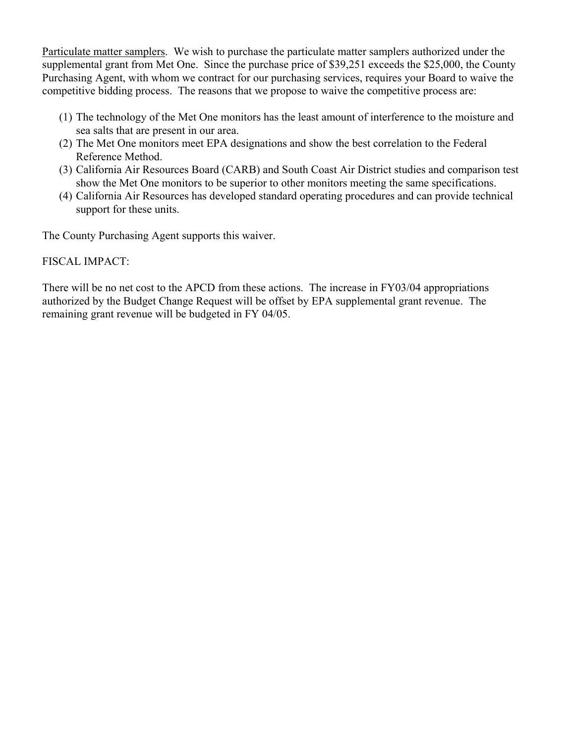<u>Particulate matter samplers</u>. We wish to purchase the particulate matter samplers authorized under the supplemental grant from Met One. Since the purchase price of $39,251 exceeds the $25,000, the County Purchasing Agent, with whom we contract for our purchasing services, requires your Board to waive the competitive bidding process. The reasons that we propose to waive the competitive process are:

1. The technology of the Met One monitors has the least amount of interference to the moisture and sea salts that are present in our area.
2. The Met One monitors meet EPA designations and show the best correlation to the Federal Reference Method.
3. California Air Resources Board (CARB) and South Coast Air District studies and comparison test show the Met One monitors to be superior to other monitors meeting the same specifications.
4. California Air Resources has developed standard operating procedures and can provide technical support for these units.

The County Purchasing Agent supports this waiver.

FISCAL IMPACT:

There will be no net cost to the APCD from these actions. The increase in FY03/04 appropriations authorized by the Budget Change Request will be offset by EPA supplemental grant revenue. The remaining grant revenue will be budgeted in FY 04/05.